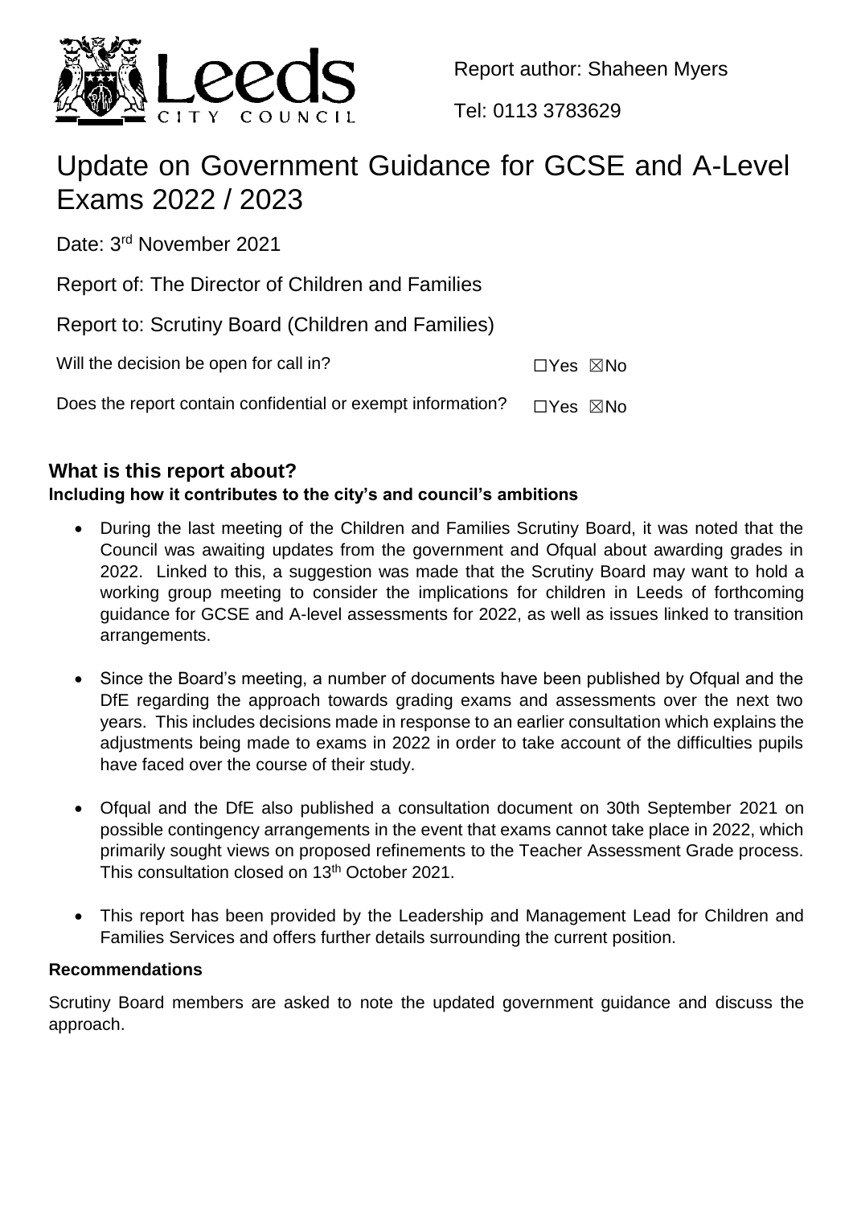Report author: Shaheen Myers

Tel: 0113 3783629

# Update on Government Guidance for GCSE and A-Level Exams 2022 / 2023

Date: 3rd November 2021

Report of: The Director of Children and Families

Report to: Scrutiny Board (Children and Families)

Will the decision be open for call in? ☐Yes ☒No

Does the report contain confidential or exempt information? ☐Yes ☒No

## What is this report about?

**Including how it contributes to the city's and council's ambitions**

- During the last meeting of the Children and Families Scrutiny Board, it was noted that the Council was awaiting updates from the government and Ofqual about awarding grades in 2022. Linked to this, a suggestion was made that the Scrutiny Board may want to hold a working group meeting to consider the implications for children in Leeds of forthcoming guidance for GCSE and A-level assessments for 2022, as well as issues linked to transition arrangements.

- Since the Board's meeting, a number of documents have been published by Ofqual and the DfE regarding the approach towards grading exams and assessments over the next two years. This includes decisions made in response to an earlier consultation which explains the adjustments being made to exams in 2022 in order to take account of the difficulties pupils have faced over the course of their study.

- Ofqual and the DfE also published a consultation document on 30th September 2021 on possible contingency arrangements in the event that exams cannot take place in 2022, which primarily sought views on proposed refinements to the Teacher Assessment Grade process. This consultation closed on 13th October 2021.

- This report has been provided by the Leadership and Management Lead for Children and Families Services and offers further details surrounding the current position.

**Recommendations**

Scrutiny Board members are asked to note the updated government guidance and discuss the approach.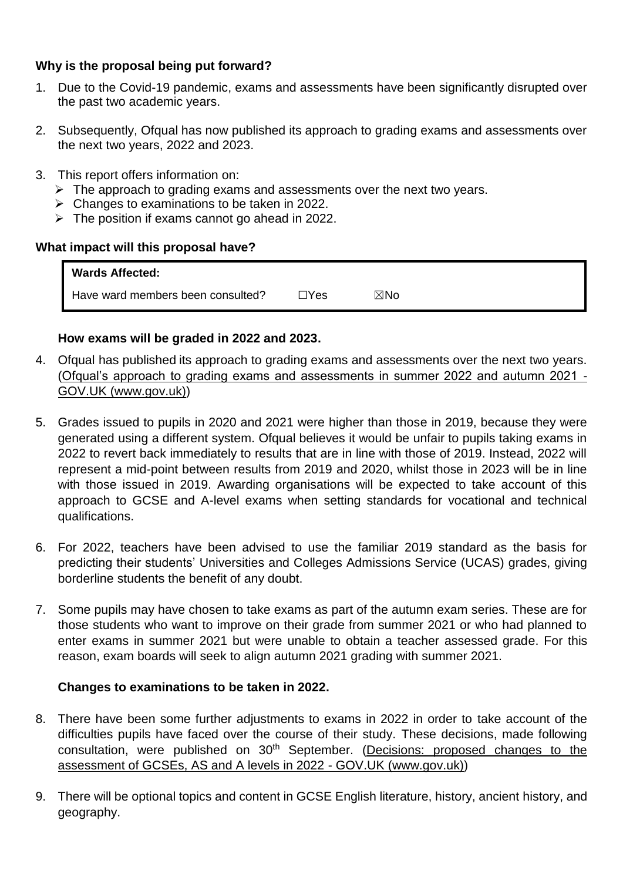**Why is the proposal being put forward?**

1. Due to the Covid-19 pandemic, exams and assessments have been significantly disrupted over the past two academic years.

2. Subsequently, Ofqual has now published its approach to grading exams and assessments over the next two years, 2022 and 2023.

3. This report offers information on:
   - The approach to grading exams and assessments over the next two years.
   - Changes to examinations to be taken in 2022.
   - The position if exams cannot go ahead in 2022.

**What impact will this proposal have?**

| **Wards Affected:** | | |
|---|---|---|
| Have ward members been consulted? | ☐Yes | ☒No |

**How exams will be graded in 2022 and 2023.**

4. Ofqual has published its approach to grading exams and assessments over the next two years. (Ofqual's approach to grading exams and assessments in summer 2022 and autumn 2021 - GOV.UK (www.gov.uk))

5. Grades issued to pupils in 2020 and 2021 were higher than those in 2019, because they were generated using a different system. Ofqual believes it would be unfair to pupils taking exams in 2022 to revert back immediately to results that are in line with those of 2019. Instead, 2022 will represent a mid-point between results from 2019 and 2020, whilst those in 2023 will be in line with those issued in 2019. Awarding organisations will be expected to take account of this approach to GCSE and A-level exams when setting standards for vocational and technical qualifications.

6. For 2022, teachers have been advised to use the familiar 2019 standard as the basis for predicting their students' Universities and Colleges Admissions Service (UCAS) grades, giving borderline students the benefit of any doubt.

7. Some pupils may have chosen to take exams as part of the autumn exam series. These are for those students who want to improve on their grade from summer 2021 or who had planned to enter exams in summer 2021 but were unable to obtain a teacher assessed grade. For this reason, exam boards will seek to align autumn 2021 grading with summer 2021.

**Changes to examinations to be taken in 2022.**

8. There have been some further adjustments to exams in 2022 in order to take account of the difficulties pupils have faced over the course of their study. These decisions, made following consultation, were published on 30th September. (Decisions: proposed changes to the assessment of GCSEs, AS and A levels in 2022 - GOV.UK (www.gov.uk))

9. There will be optional topics and content in GCSE English literature, history, ancient history, and geography.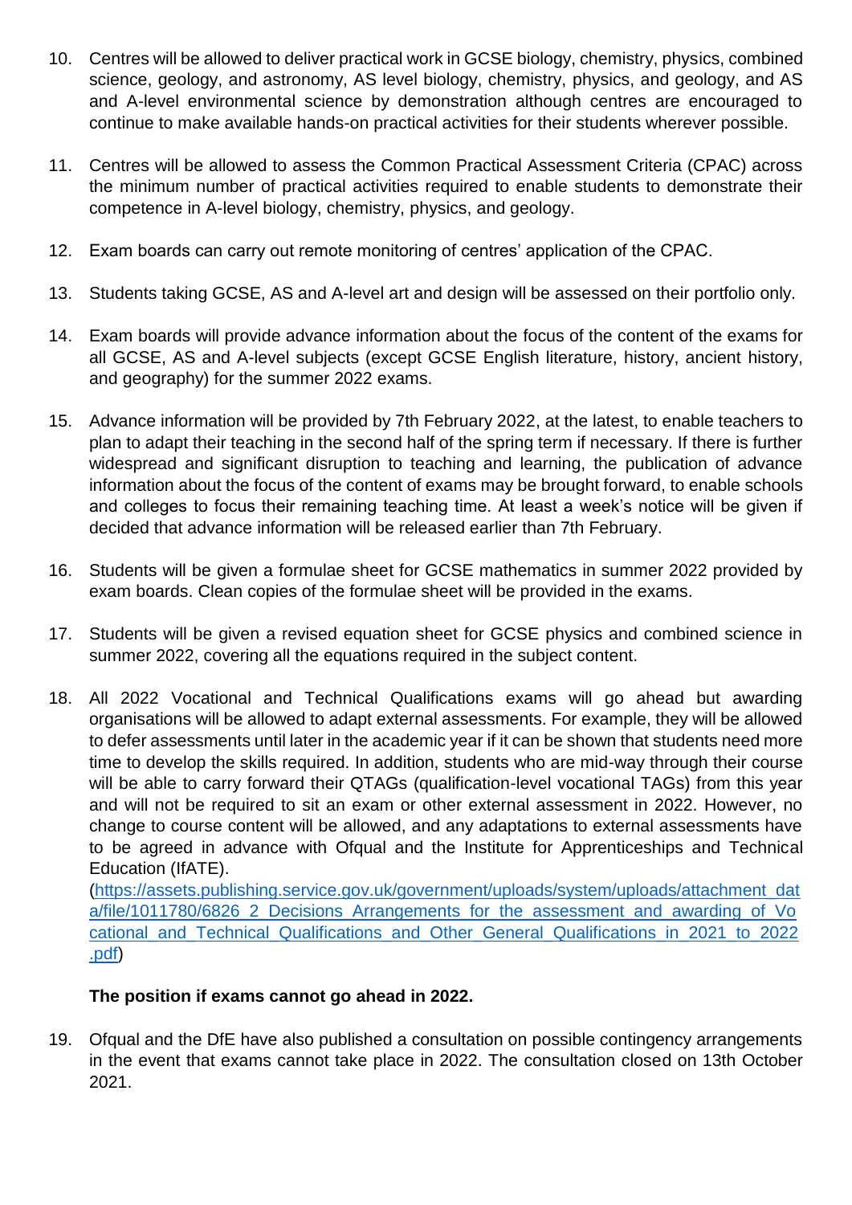10. Centres will be allowed to deliver practical work in GCSE biology, chemistry, physics, combined science, geology, and astronomy, AS level biology, chemistry, physics, and geology, and AS and A-level environmental science by demonstration although centres are encouraged to continue to make available hands-on practical activities for their students wherever possible.

11. Centres will be allowed to assess the Common Practical Assessment Criteria (CPAC) across the minimum number of practical activities required to enable students to demonstrate their competence in A-level biology, chemistry, physics, and geology.

12. Exam boards can carry out remote monitoring of centres' application of the CPAC.

13. Students taking GCSE, AS and A-level art and design will be assessed on their portfolio only.

14. Exam boards will provide advance information about the focus of the content of the exams for all GCSE, AS and A-level subjects (except GCSE English literature, history, ancient history, and geography) for the summer 2022 exams.

15. Advance information will be provided by 7th February 2022, at the latest, to enable teachers to plan to adapt their teaching in the second half of the spring term if necessary. If there is further widespread and significant disruption to teaching and learning, the publication of advance information about the focus of the content of exams may be brought forward, to enable schools and colleges to focus their remaining teaching time. At least a week's notice will be given if decided that advance information will be released earlier than 7th February.

16. Students will be given a formulae sheet for GCSE mathematics in summer 2022 provided by exam boards. Clean copies of the formulae sheet will be provided in the exams.

17. Students will be given a revised equation sheet for GCSE physics and combined science in summer 2022, covering all the equations required in the subject content.

18. All 2022 Vocational and Technical Qualifications exams will go ahead but awarding organisations will be allowed to adapt external assessments. For example, they will be allowed to defer assessments until later in the academic year if it can be shown that students need more time to develop the skills required. In addition, students who are mid-way through their course will be able to carry forward their QTAGs (qualification-level vocational TAGs) from this year and will not be required to sit an exam or other external assessment in 2022. However, no change to course content will be allowed, and any adaptations to external assessments have to be agreed in advance with Ofqual and the Institute for Apprenticeships and Technical Education (IfATE).
(https://assets.publishing.service.gov.uk/government/uploads/system/uploads/attachment_data/file/1011780/6826_2_Decisions_Arrangements_for_the_assessment_and_awarding_of_Vocational_and_Technical_Qualifications_and_Other_General_Qualifications_in_2021_to_2022.pdf)

**The position if exams cannot go ahead in 2022.**

19. Ofqual and the DfE have also published a consultation on possible contingency arrangements in the event that exams cannot take place in 2022. The consultation closed on 13th October 2021.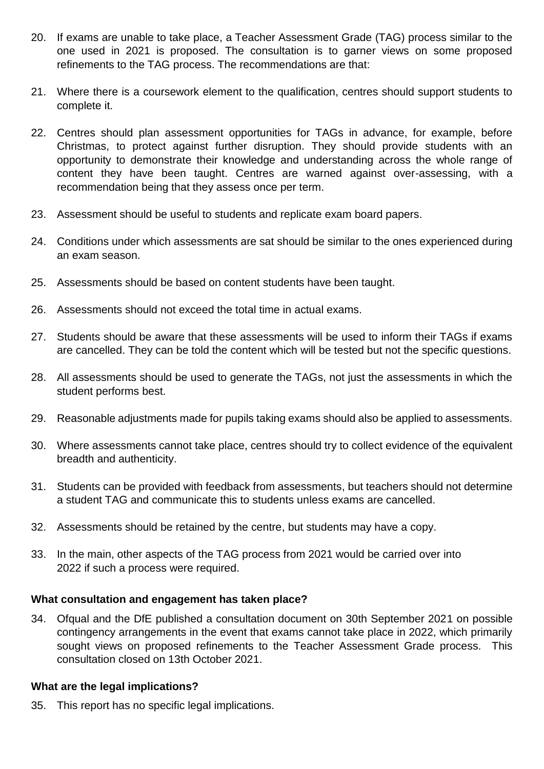20. If exams are unable to take place, a Teacher Assessment Grade (TAG) process similar to the one used in 2021 is proposed. The consultation is to garner views on some proposed refinements to the TAG process. The recommendations are that:

21. Where there is a coursework element to the qualification, centres should support students to complete it.

22. Centres should plan assessment opportunities for TAGs in advance, for example, before Christmas, to protect against further disruption. They should provide students with an opportunity to demonstrate their knowledge and understanding across the whole range of content they have been taught. Centres are warned against over-assessing, with a recommendation being that they assess once per term.

23. Assessment should be useful to students and replicate exam board papers.

24. Conditions under which assessments are sat should be similar to the ones experienced during an exam season.

25. Assessments should be based on content students have been taught.

26. Assessments should not exceed the total time in actual exams.

27. Students should be aware that these assessments will be used to inform their TAGs if exams are cancelled. They can be told the content which will be tested but not the specific questions.

28. All assessments should be used to generate the TAGs, not just the assessments in which the student performs best.

29. Reasonable adjustments made for pupils taking exams should also be applied to assessments.

30. Where assessments cannot take place, centres should try to collect evidence of the equivalent breadth and authenticity.

31. Students can be provided with feedback from assessments, but teachers should not determine a student TAG and communicate this to students unless exams are cancelled.

32. Assessments should be retained by the centre, but students may have a copy.

33. In the main, other aspects of the TAG process from 2021 would be carried over into 2022 if such a process were required.

**What consultation and engagement has taken place?**

34. Ofqual and the DfE published a consultation document on 30th September 2021 on possible contingency arrangements in the event that exams cannot take place in 2022, which primarily sought views on proposed refinements to the Teacher Assessment Grade process. This consultation closed on 13th October 2021.

**What are the legal implications?**

35. This report has no specific legal implications.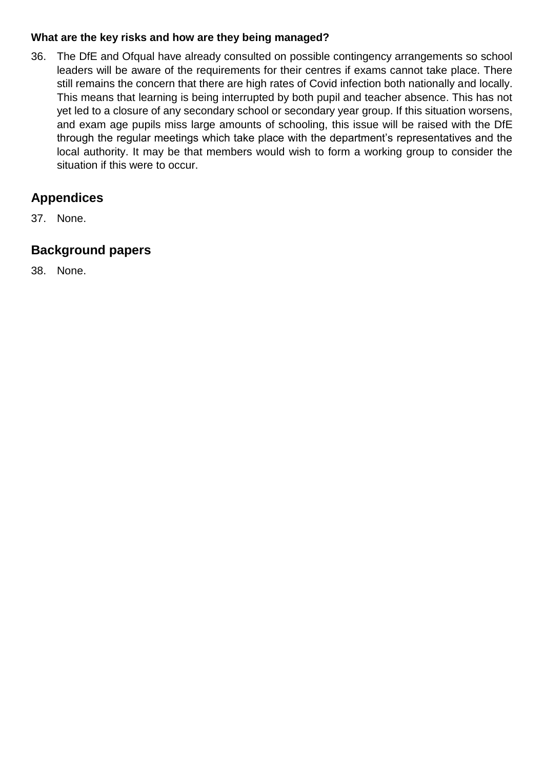**What are the key risks and how are they being managed?**

36. The DfE and Ofqual have already consulted on possible contingency arrangements so school leaders will be aware of the requirements for their centres if exams cannot take place. There still remains the concern that there are high rates of Covid infection both nationally and locally. This means that learning is being interrupted by both pupil and teacher absence. This has not yet led to a closure of any secondary school or secondary year group. If this situation worsens, and exam age pupils miss large amounts of schooling, this issue will be raised with the DfE through the regular meetings which take place with the department's representatives and the local authority. It may be that members would wish to form a working group to consider the situation if this were to occur.

## Appendices

37. None.

## Background papers

38. None.